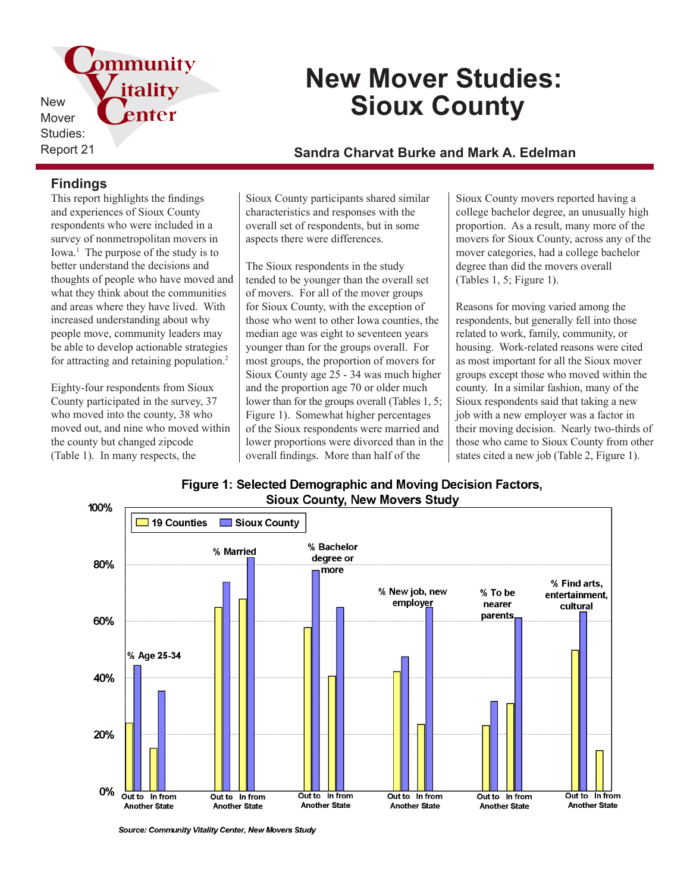New Mover Studies: Report 21

Community Vitality Center

# New Mover Studies: Sioux County

**Sandra Charvat Burke and Mark A. Edelman**

## Findings

This report highlights the findings and experiences of Sioux County respondents who were included in a survey of nonmetropolitan movers in Iowa.[1] The purpose of the study is to better understand the decisions and thoughts of people who have moved and what they think about the communities and areas where they have lived. With increased understanding about why people move, community leaders may be able to develop actionable strategies for attracting and retaining population.[2]

Eighty-four respondents from Sioux County participated in the survey, 37 who moved into the county, 38 who moved out, and nine who moved within the county but changed zipcode (Table 1). In many respects, the Sioux County participants shared similar characteristics and responses with the overall set of respondents, but in some aspects there were differences.

The Sioux respondents in the study tended to be younger than the overall set of movers. For all of the mover groups for Sioux County, with the exception of those who went to other Iowa counties, the median age was eight to seventeen years younger than for the groups overall. For most groups, the proportion of movers for Sioux County age 25 - 34 was much higher and the proportion age 70 or older much lower than for the groups overall (Tables 1, 5; Figure 1). Somewhat higher percentages of the Sioux respondents were married and lower proportions were divorced than in the overall findings. More than half of the Sioux County movers reported having a college bachelor degree, an unusually high proportion. As a result, many more of the movers for Sioux County, across any of the mover categories, had a college bachelor degree than did the movers overall (Tables 1, 5; Figure 1).

Reasons for moving varied among the respondents, but generally fell into those related to work, family, community, or housing. Work-related reasons were cited as most important for all the Sioux mover groups except those who moved within the county. In a similar fashion, many of the Sioux respondents said that taking a new job with a new employer was a factor in their moving decision. Nearly two-thirds of those who came to Sioux County from other states cited a new job (Table 2, Figure 1).

**Figure 1: Selected Demographic and Moving Decision Factors, Sioux County, New Movers Study**

| | 19 Counties | Sioux County |
|---|---|---|
| % Age 25-34: Out to Another State | 24% | 44% |
| % Age 25-34: In from Another State | 15% | 35% |
| % Married: Out to Another State | 65% | 74% |
| % Married: In from Another State | 68% | 82% |
| % Bachelor degree or more: Out to Another State | 58% | 78% |
| % Bachelor degree or more: In from Another State | 41% | 65% |
| % New job, new employer: Out to Another State | 42% | 47% |
| % New job, new employer: In from Another State | 24% | 65% |
| % To be nearer parents: Out to Another State | 23% | 32% |
| % To be nearer parents: In from Another State | 31% | 61% |
| % Find arts, entertainment, cultural: Out to Another State | 50% | 63% |
| % Find arts, entertainment, cultural: In from Another State | 14% | 0% |

*Source: Community Vitality Center, New Movers Study*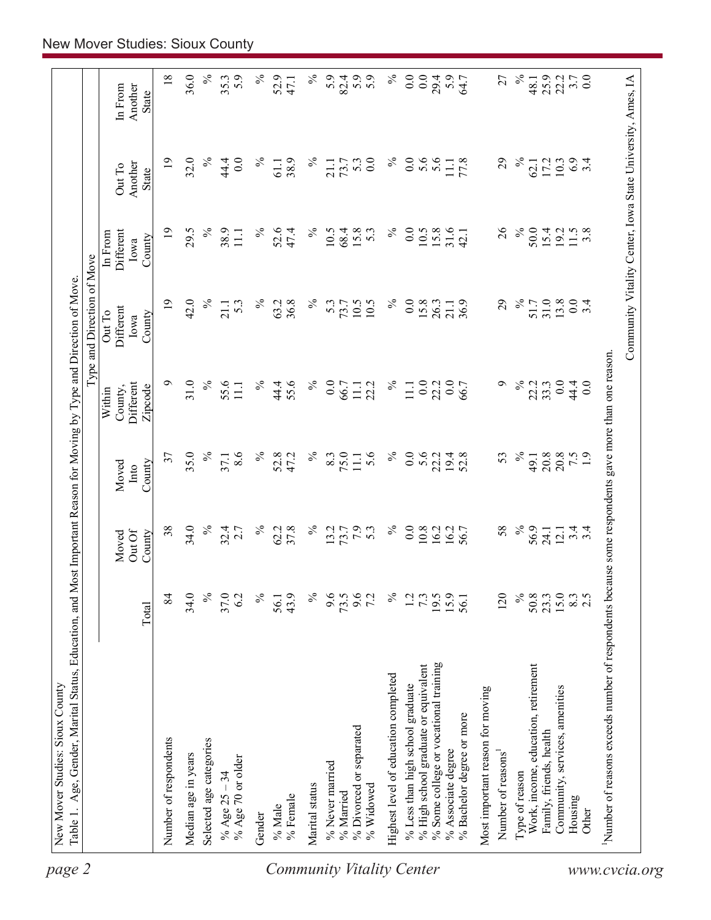New Mover Studies: Sioux County

Table 1. Age, Gender, Marital Status, Education, and Most Important Reason for Moving by Type and Direction of Move.

| | | | | Type and Direction of Move | | | | |
|---|---|---|---|---|---|---|---|---|
| | Total | Moved Out Of County | Moved Into County | Within County, Different Zipcode | Out To Different Iowa County | In From Different Iowa County | Out To Another State | In From Another State |
| Number of respondents | 84 | 38 | 37 | 9 | 19 | 19 | 19 | 18 |
| Median age in years | 34.0 | 34.0 | 35.0 | 31.0 | 42.0 | 29.5 | 32.0 | 36.0 |
| Selected age categories | % | % | % | % | % | % | % | % |
| % Age 25 – 34 | 37.0 | 32.4 | 37.1 | 55.6 | 21.1 | 38.9 | 44.4 | 35.3 |
| % Age 70 or older | 6.2 | 2.7 | 8.6 | 11.1 | 5.3 | 11.1 | 0.0 | 5.9 |
| Gender | % | % | % | % | % | % | % | % |
| % Male | 56.1 | 62.2 | 52.8 | 44.4 | 63.2 | 52.6 | 61.1 | 52.9 |
| % Female | 43.9 | 37.8 | 47.2 | 55.6 | 36.8 | 47.4 | 38.9 | 47.1 |
| Marital status | % | % | % | % | % | % | % | % |
| % Never married | 9.6 | 13.2 | 8.3 | 0.0 | 5.3 | 10.5 | 21.1 | 5.9 |
| % Married | 73.5 | 73.7 | 75.0 | 66.7 | 73.7 | 68.4 | 73.7 | 82.4 |
| % Divorced or separated | 9.6 | 7.9 | 11.1 | 11.1 | 10.5 | 15.8 | 5.3 | 5.9 |
| % Widowed | 7.2 | 5.3 | 5.6 | 22.2 | 10.5 | 5.3 | 0.0 | 5.9 |
| Highest level of education completed | % | % | % | % | % | % | % | % |
| % Less than high school graduate | 1.2 | 0.0 | 0.0 | 11.1 | 0.0 | 0.0 | 0.0 | 0.0 |
| % High school graduate or equivalent | 7.3 | 10.8 | 5.6 | 0.0 | 15.8 | 10.5 | 5.6 | 0.0 |
| % Some college or vocational training | 19.5 | 16.2 | 22.2 | 22.2 | 26.3 | 15.8 | 5.6 | 29.4 |
| % Associate degree | 15.9 | 16.2 | 19.4 | 0.0 | 21.1 | 31.6 | 11.1 | 5.9 |
| % Bachelor degree or more | 56.1 | 56.7 | 52.8 | 66.7 | 36.9 | 42.1 | 77.8 | 64.7 |
| Most important reason for moving | | | | | | | | |
| Number of reasons[1] | 120 | 58 | 53 | 9 | 29 | 26 | 29 | 27 |
| Type of reason | % | % | % | % | % | % | % | % |
| Work, income, education, retirement | 50.8 | 56.9 | 49.1 | 22.2 | 51.7 | 50.0 | 62.1 | 48.1 |
| Family, friends, health | 23.3 | 24.1 | 20.8 | 33.3 | 31.0 | 15.4 | 17.2 | 25.9 |
| Community, services, amenities | 15.0 | 12.1 | 20.8 | 0.0 | 13.8 | 19.2 | 10.3 | 22.2 |
| Housing | 8.3 | 3.4 | 7.5 | 44.4 | 0.0 | 11.5 | 6.9 | 3.7 |
| Other | 2.5 | 3.4 | 1.9 | 0.0 | 3.4 | 3.8 | 3.4 | 0.0 |

[1]Number of reasons exceeds number of respondents because some respondents gave more than one reason.

Community Vitality Center, Iowa State University, Ames, IA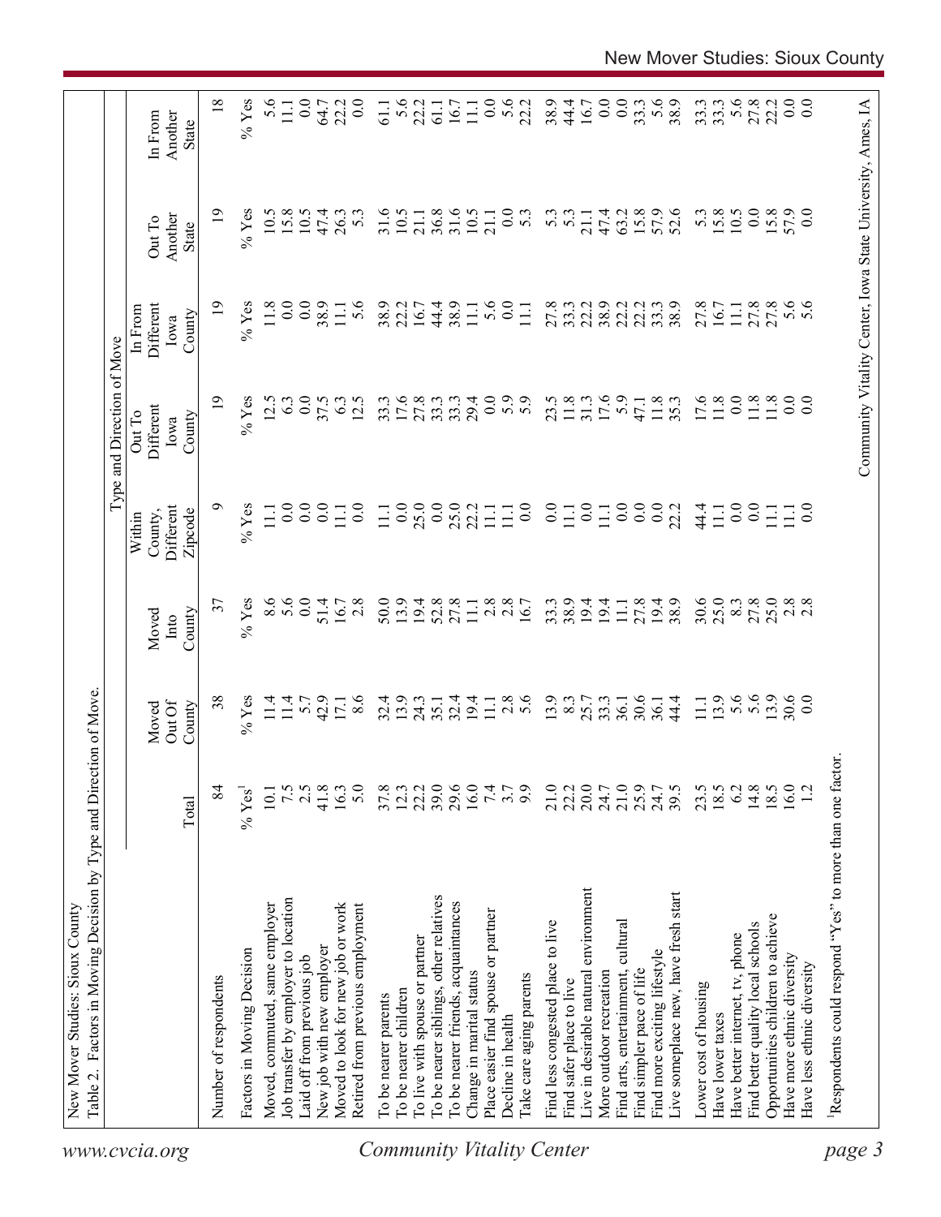New Mover Studies: Sioux County

Table 2. Factors in Moving Decision by Type and Direction of Move.

| | | | | Type and Direction of Move | | | | |
|---|---|---|---|---|---|---|---|---|
| | Total | Moved Out Of County | Moved Into County | Within County, Different Zipcode | Out To Different Iowa County | In From Different Iowa County | Out To Another State | In From Another State |
| Number of respondents | 84 | 38 | 37 | 9 | 19 | 19 | 19 | 18 |
| Factors in Moving Decision | % Yes[1] | % Yes | % Yes | % Yes | % Yes | % Yes | % Yes | % Yes |
| Moved, commuted, same employer | 10.1 | 11.4 | 8.6 | 11.1 | 12.5 | 11.8 | 10.5 | 5.6 |
| Job transfer by employer to location | 7.5 | 11.4 | 5.6 | 0.0 | 6.3 | 0.0 | 15.8 | 11.1 |
| Laid off from previous job | 2.5 | 5.7 | 0.0 | 0.0 | 0.0 | 0.0 | 10.5 | 0.0 |
| New job with new employer | 41.8 | 42.9 | 51.4 | 0.0 | 37.5 | 38.9 | 47.4 | 64.7 |
| Moved to look for new job or work | 16.3 | 17.1 | 16.7 | 11.1 | 6.3 | 11.1 | 26.3 | 22.2 |
| Retired from previous employment | 5.0 | 8.6 | 2.8 | 0.0 | 12.5 | 5.6 | 5.3 | 0.0 |
| To be nearer parents | 37.8 | 32.4 | 50.0 | 11.1 | 33.3 | 38.9 | 31.6 | 61.1 |
| To be nearer children | 12.3 | 13.9 | 13.9 | 0.0 | 17.6 | 22.2 | 10.5 | 5.6 |
| To live with spouse or partner | 22.2 | 24.3 | 19.4 | 25.0 | 27.8 | 16.7 | 21.1 | 22.2 |
| To be nearer siblings, other relatives | 39.0 | 35.1 | 52.8 | 0.0 | 33.3 | 44.4 | 36.8 | 61.1 |
| To be nearer friends, acquaintances | 29.6 | 32.4 | 27.8 | 25.0 | 33.3 | 38.9 | 31.6 | 16.7 |
| Change in marital status | 16.0 | 19.4 | 11.1 | 22.2 | 29.4 | 11.1 | 10.5 | 11.1 |
| Place easier find spouse or partner | 7.4 | 11.1 | 2.8 | 11.1 | 0.0 | 5.6 | 21.1 | 0.0 |
| Decline in health | 3.7 | 2.8 | 2.8 | 11.1 | 5.9 | 0.0 | 0.0 | 5.6 |
| Take care aging parents | 9.9 | 5.6 | 16.7 | 0.0 | 5.9 | 11.1 | 5.3 | 22.2 |
| Find less congested place to live | 21.0 | 13.9 | 33.3 | 0.0 | 23.5 | 27.8 | 5.3 | 38.9 |
| Find safer place to live | 22.2 | 8.3 | 38.9 | 11.1 | 11.8 | 33.3 | 5.3 | 44.4 |
| Live in desirable natural environment | 20.0 | 25.7 | 19.4 | 0.0 | 31.3 | 22.2 | 21.1 | 16.7 |
| More outdoor recreation | 24.7 | 33.3 | 19.4 | 11.1 | 17.6 | 38.9 | 47.4 | 0.0 |
| Find arts, entertainment, cultural | 21.0 | 36.1 | 11.1 | 0.0 | 5.9 | 22.2 | 63.2 | 0.0 |
| Find simpler pace of life | 25.9 | 30.6 | 27.8 | 0.0 | 47.1 | 22.2 | 15.8 | 33.3 |
| Find more exciting lifestyle | 24.7 | 36.1 | 19.4 | 0.0 | 11.8 | 33.3 | 57.9 | 5.6 |
| Live someplace new, have fresh start | 39.5 | 44.4 | 38.9 | 22.2 | 35.3 | 38.9 | 52.6 | 38.9 |
| Lower cost of housing | 23.5 | 11.1 | 30.6 | 44.4 | 17.6 | 27.8 | 5.3 | 33.3 |
| Have lower taxes | 18.5 | 13.9 | 25.0 | 11.1 | 11.8 | 16.7 | 15.8 | 33.3 |
| Have better internet, tv, phone | 6.2 | 5.6 | 8.3 | 0.0 | 0.0 | 11.1 | 10.5 | 5.6 |
| Find better quality local schools | 14.8 | 5.6 | 27.8 | 0.0 | 11.8 | 27.8 | 0.0 | 27.8 |
| Opportunities children to achieve | 18.5 | 13.9 | 25.0 | 11.1 | 11.8 | 27.8 | 15.8 | 22.2 |
| Have more ethnic diversity | 16.0 | 30.6 | 2.8 | 11.1 | 0.0 | 5.6 | 57.9 | 0.0 |
| Have less ethnic diversity | 1.2 | 0.0 | 2.8 | 0.0 | 0.0 | 5.6 | 0.0 | 0.0 |

[1]Respondents could respond "Yes" to more than one factor.

Community Vitality Center, Iowa State University, Ames, IA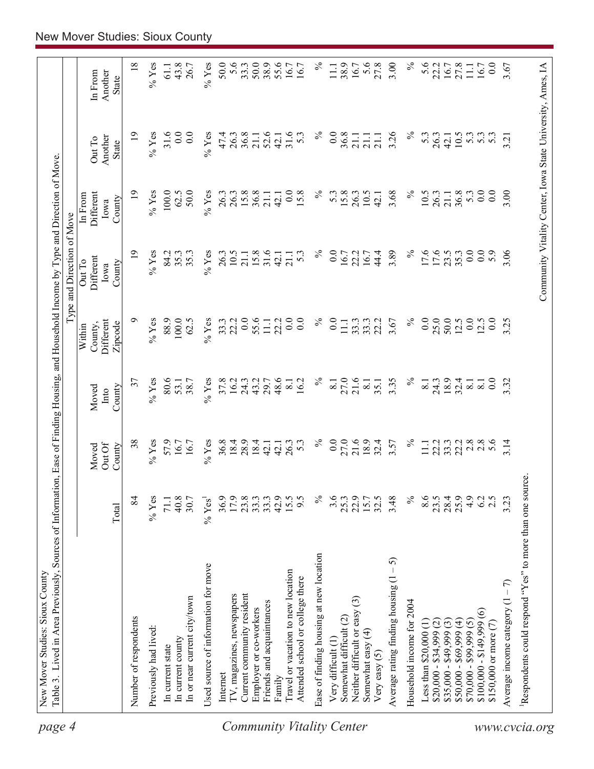New Mover Studies: Sioux County

Table 3. Lived in Area Previously, Sources of Information, Ease of Finding Housing, and Household Income by Type and Direction of Move.

| | Total | Moved Out Of County | Moved Into County | Within County, Different Zipcode | Out To Different Iowa County | In From Different Iowa County | Out To Another State | In From Another State |
|---|---|---|---|---|---|---|---|---|
| | | | | Type and Direction of Move | | | | |
| Number of respondents | 84 | 38 | 37 | 9 | 19 | 19 | 19 | 18 |
| Previously had lived: | % Yes | % Yes | % Yes | % Yes | % Yes | % Yes | % Yes | % Yes |
| In current state | 71.1 | 57.9 | 80.6 | 88.9 | 84.2 | 100.0 | 31.6 | 61.1 |
| In current county | 40.8 | 16.7 | 53.1 | 100.0 | 35.3 | 62.5 | 0.0 | 43.8 |
| In or near current city/town | 30.7 | 16.7 | 38.7 | 62.5 | 35.3 | 50.0 | 0.0 | 26.7 |
| Used source of information for move | % Yes[1] | % Yes | % Yes | % Yes | % Yes | % Yes | % Yes | % Yes |
| Internet | 36.9 | 36.8 | 37.8 | 33.3 | 26.3 | 26.3 | 47.4 | 50.0 |
| TV, magazines, newspapers | 17.9 | 18.4 | 16.2 | 22.2 | 10.5 | 26.3 | 26.3 | 5.6 |
| Current community resident | 23.8 | 28.9 | 24.3 | 0.0 | 21.1 | 15.8 | 36.8 | 33.3 |
| Employer or co-workers | 33.3 | 18.4 | 43.2 | 55.6 | 15.8 | 36.8 | 21.1 | 50.0 |
| Friends and acquaintances | 33.3 | 42.1 | 29.7 | 11.1 | 31.6 | 21.1 | 52.6 | 38.9 |
| Family | 42.9 | 42.1 | 48.6 | 22.2 | 42.1 | 42.1 | 42.1 | 55.6 |
| Travel or vacation to new location | 15.5 | 26.3 | 8.1 | 0.0 | 21.1 | 0.0 | 31.6 | 16.7 |
| Attended school or college there | 9.5 | 5.3 | 16.2 | 0.0 | 5.3 | 15.8 | 5.3 | 16.7 |
| Ease of finding housing at new location | % | % | % | % | % | % | % | % |
| Very difficult (1) | 3.6 | 0.0 | 8.1 | 0.0 | 0.0 | 5.3 | 0.0 | 11.1 |
| Somewhat difficult (2) | 25.3 | 27.0 | 27.0 | 11.1 | 16.7 | 15.8 | 36.8 | 38.9 |
| Neither difficult or easy (3) | 22.9 | 21.6 | 21.6 | 33.3 | 22.2 | 26.3 | 21.1 | 16.7 |
| Somewhat easy (4) | 15.7 | 18.9 | 8.1 | 33.3 | 16.7 | 10.5 | 21.1 | 5.6 |
| Very easy (5) | 32.5 | 32.4 | 35.1 | 22.2 | 44.4 | 42.1 | 21.1 | 27.8 |
| Average rating finding housing (1 – 5) | 3.48 | 3.57 | 3.35 | 3.67 | 3.89 | 3.68 | 3.26 | 3.00 |
| Household income for 2004 | % | % | % | % | % | % | % | % |
| Less than $20,000 (1) | 8.6 | 11.1 | 8.1 | 0.0 | 17.6 | 10.5 | 5.3 | 5.6 |
| $20,000 - $34,999 (2) | 23.5 | 22.2 | 24.3 | 25.0 | 17.6 | 26.3 | 26.3 | 22.2 |
| $35,000 - $49,999 (3) | 28.4 | 33.3 | 18.9 | 50.0 | 23.5 | 21.1 | 42.1 | 16.7 |
| $50,000 - $69,999 (4) | 25.9 | 22.2 | 32.4 | 12.5 | 35.3 | 36.8 | 10.5 | 27.8 |
| $70,000 - $99,999 (5) | 4.9 | 2.8 | 8.1 | 0.0 | 0.0 | 5.3 | 5.3 | 11.1 |
| $100,000 - $149,999 (6) | 6.2 | 2.8 | 8.1 | 12.5 | 0.0 | 0.0 | 5.3 | 16.7 |
| $150,000 or more (7) | 2.5 | 5.6 | 0.0 | 0.0 | 5.9 | 0.0 | 5.3 | 0.0 |
| Average income category (1 – 7) | 3.23 | 3.14 | 3.32 | 3.25 | 3.06 | 3.00 | 3.21 | 3.67 |

[1]Respondents could respond "Yes" to more than one source.

Community Vitality Center, Iowa State University, Ames, IA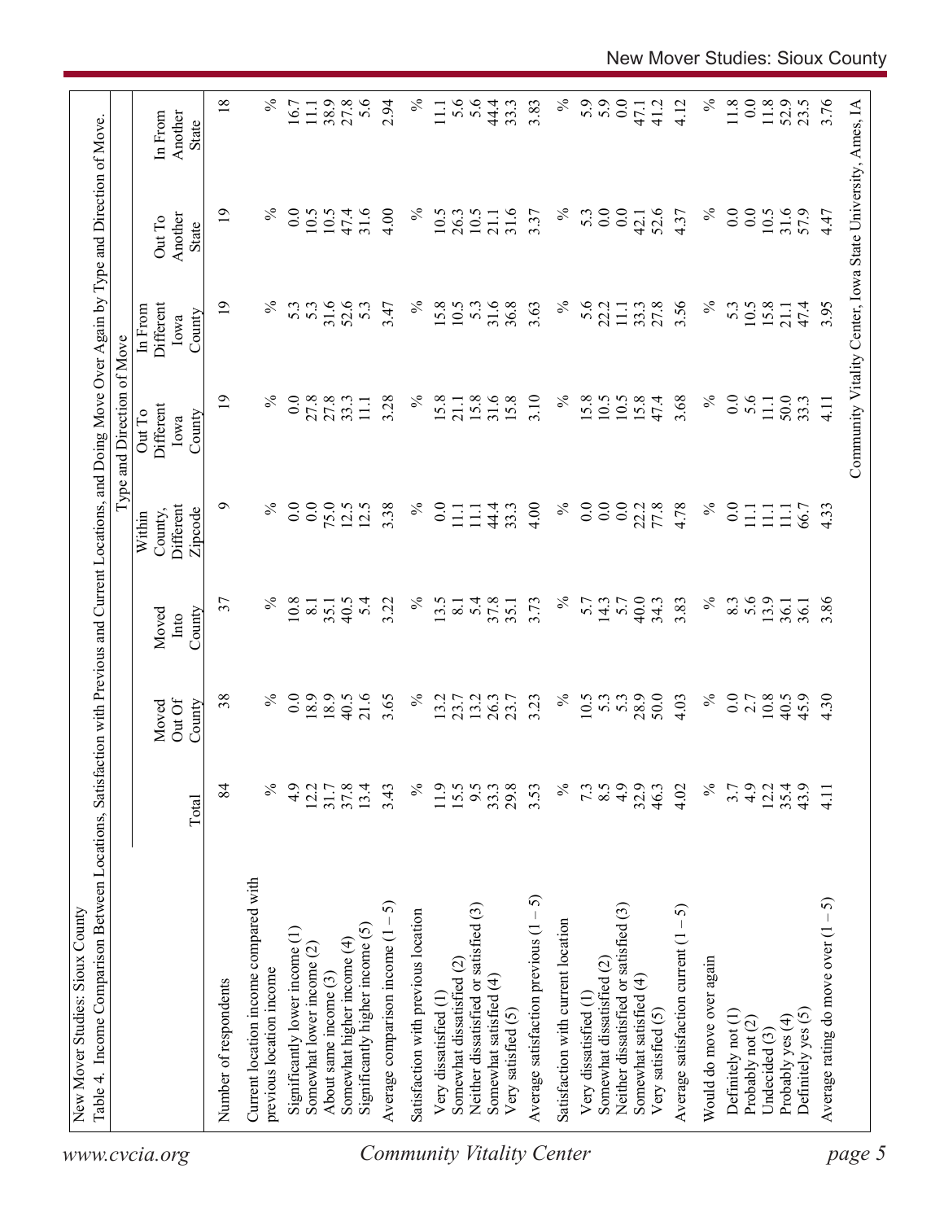New Mover Studies: Sioux County

Table 4. Income Comparison Between Locations, Satisfaction with Previous and Current Locations, and Doing Move Over Again by Type and Direction of Move.

| | Total | Moved Out Of County | Moved Into County | Type and Direction of Move: Within County, Different Zipcode | Out To Different Iowa County | In From Different Iowa County | Out To Another State | In From Another State |
|---|---|---|---|---|---|---|---|---|
| Number of respondents | 84 | 38 | 37 | 9 | 19 | 19 | 19 | 18 |
| Current location income compared with previous location income | % | % | % | % | % | % | % | % |
| Significantly lower income (1) | 4.9 | 0.0 | 10.8 | 0.0 | 0.0 | 5.3 | 0.0 | 16.7 |
| Somewhat lower income (2) | 12.2 | 18.9 | 8.1 | 0.0 | 27.8 | 5.3 | 10.5 | 11.1 |
| About same income (3) | 31.7 | 18.9 | 35.1 | 75.0 | 27.8 | 31.6 | 10.5 | 38.9 |
| Somewhat higher income (4) | 37.8 | 40.5 | 40.5 | 12.5 | 33.3 | 52.6 | 47.4 | 27.8 |
| Significantly higher income (5) | 13.4 | 21.6 | 5.4 | 12.5 | 11.1 | 5.3 | 31.6 | 5.6 |
| Average comparison income (1 – 5) | 3.43 | 3.65 | 3.22 | 3.38 | 3.28 | 3.47 | 4.00 | 2.94 |
| Satisfaction with previous location | % | % | % | % | % | % | % | % |
| Very dissatisfied (1) | 11.9 | 13.2 | 13.5 | 0.0 | 15.8 | 15.8 | 10.5 | 11.1 |
| Somewhat dissatisfied (2) | 15.5 | 23.7 | 8.1 | 11.1 | 21.1 | 10.5 | 26.3 | 5.6 |
| Neither dissatisfied or satisfied (3) | 9.5 | 13.2 | 5.4 | 11.1 | 15.8 | 5.3 | 10.5 | 5.6 |
| Somewhat satisfied (4) | 33.3 | 26.3 | 37.8 | 44.4 | 31.6 | 31.6 | 21.1 | 44.4 |
| Very satisfied (5) | 29.8 | 23.7 | 35.1 | 33.3 | 15.8 | 36.8 | 31.6 | 33.3 |
| Average satisfaction previous (1 – 5) | 3.53 | 3.23 | 3.73 | 4.00 | 3.10 | 3.63 | 3.37 | 3.83 |
| Satisfaction with current location | % | % | % | % | % | % | % | % |
| Very dissatisfied (1) | 7.3 | 10.5 | 5.7 | 0.0 | 15.8 | 5.6 | 5.3 | 5.9 |
| Somewhat dissatisfied (2) | 8.5 | 5.3 | 14.3 | 0.0 | 10.5 | 22.2 | 0.0 | 5.9 |
| Neither dissatisfied or satisfied (3) | 4.9 | 5.3 | 5.7 | 0.0 | 10.5 | 11.1 | 0.0 | 0.0 |
| Somewhat satisfied (4) | 32.9 | 28.9 | 40.0 | 22.2 | 15.8 | 33.3 | 42.1 | 47.1 |
| Very satisfied (5) | 46.3 | 50.0 | 34.3 | 77.8 | 47.4 | 27.8 | 52.6 | 41.2 |
| Average satisfaction current (1 – 5) | 4.02 | 4.03 | 3.83 | 4.78 | 3.68 | 3.56 | 4.37 | 4.12 |
| Would do move over again | % | % | % | % | % | % | % | % |
| Definitely not (1) | 3.7 | 0.0 | 8.3 | 0.0 | 0.0 | 5.3 | 0.0 | 11.8 |
| Probably not (2) | 4.9 | 2.7 | 5.6 | 11.1 | 5.6 | 10.5 | 0.0 | 0.0 |
| Undecided (3) | 12.2 | 10.8 | 13.9 | 11.1 | 11.1 | 15.8 | 10.5 | 11.8 |
| Probably yes (4) | 35.4 | 40.5 | 36.1 | 11.1 | 50.0 | 21.1 | 31.6 | 52.9 |
| Definitely yes (5) | 43.9 | 45.9 | 36.1 | 66.7 | 33.3 | 47.4 | 57.9 | 23.5 |
| Average rating do move over (1 – 5) | 4.11 | 4.30 | 3.86 | 4.33 | 4.11 | 3.95 | 4.47 | 3.76 |

Community Vitality Center, Iowa State University, Ames, IA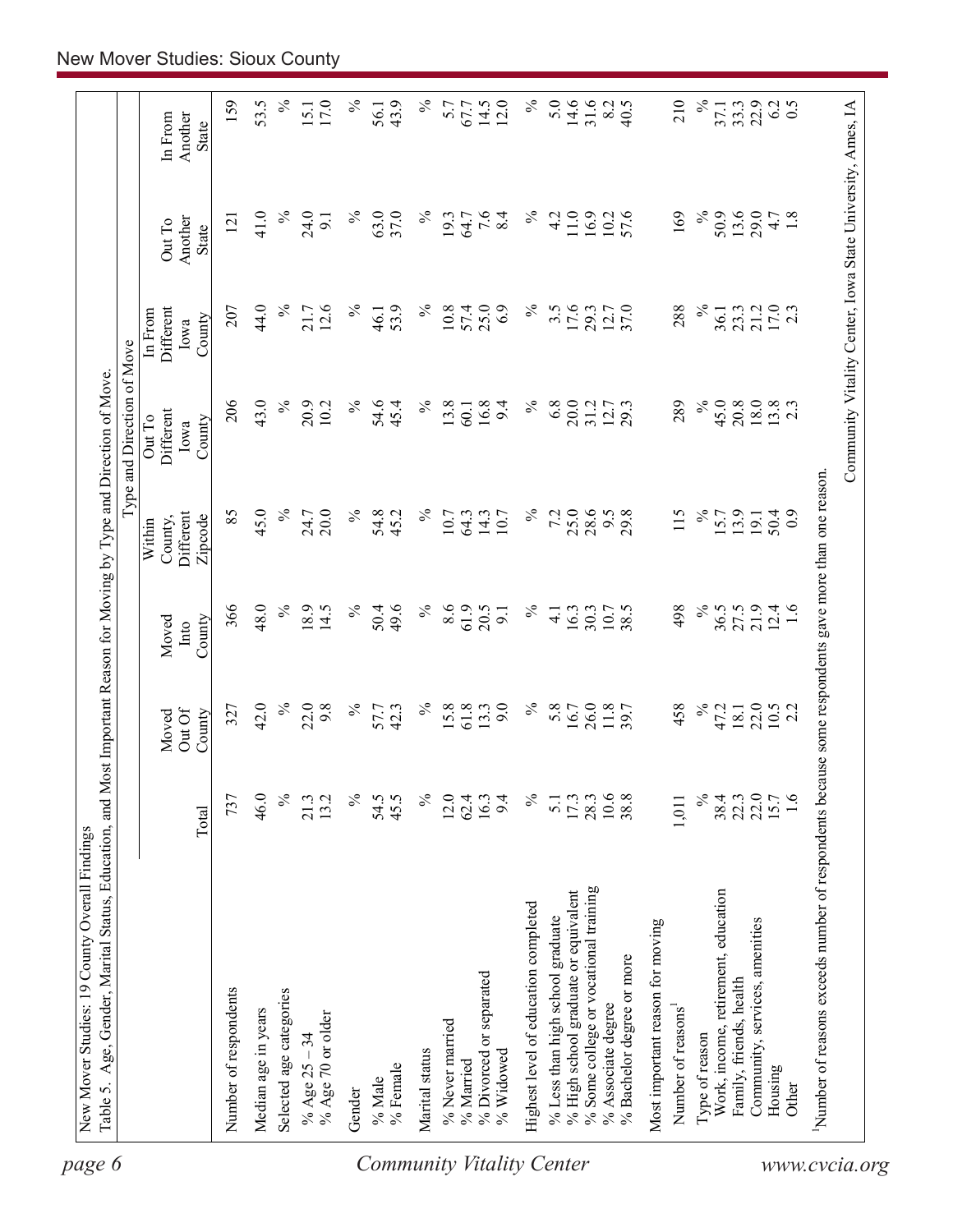New Mover Studies: 19 County Overall Findings

Table 5. Age, Gender, Marital Status, Education, and Most Important Reason for Moving by Type and Direction of Move.

| | | | | Type and Direction of Move | | | | |
|---|---|---|---|---|---|---|---|---|
| | Total | Moved Out Of County | Moved Into County | Within County, Different Zipcode | Out To Different Iowa County | In From Different Iowa County | Out To Another State | In From Another State |
| Number of respondents | 737 | 327 | 366 | 85 | 206 | 207 | 121 | 159 |
| Median age in years | 46.0 | 42.0 | 48.0 | 45.0 | 43.0 | 44.0 | 41.0 | 53.5 |
| Selected age categories | % | % | % | % | % | % | % | % |
| % Age 25 – 34 | 21.3 | 22.0 | 18.9 | 24.7 | 20.9 | 21.7 | 24.0 | 15.1 |
| % Age 70 or older | 13.2 | 9.8 | 14.5 | 20.0 | 10.2 | 12.6 | 9.1 | 17.0 |
| Gender | % | % | % | % | % | % | % | % |
| % Male | 54.5 | 57.7 | 50.4 | 54.8 | 54.6 | 46.1 | 63.0 | 56.1 |
| % Female | 45.5 | 42.3 | 49.6 | 45.2 | 45.4 | 53.9 | 37.0 | 43.9 |
| Marital status | % | % | % | % | % | % | % | % |
| % Never married | 12.0 | 15.8 | 8.6 | 10.7 | 13.8 | 10.8 | 19.3 | 5.7 |
| % Married | 62.4 | 61.8 | 61.9 | 64.3 | 60.1 | 57.4 | 64.7 | 67.7 |
| % Divorced or separated | 16.3 | 13.3 | 20.5 | 14.3 | 16.8 | 25.0 | 7.6 | 14.5 |
| % Widowed | 9.4 | 9.0 | 9.1 | 10.7 | 9.4 | 6.9 | 8.4 | 12.0 |
| Highest level of education completed | % | % | % | % | % | % | % | % |
| % Less than high school graduate | 5.1 | 5.8 | 4.1 | 7.2 | 6.8 | 3.5 | 4.2 | 5.0 |
| % High school graduate or equivalent | 17.3 | 16.7 | 16.3 | 25.0 | 20.0 | 17.6 | 11.0 | 14.6 |
| % Some college or vocational training | 28.3 | 26.0 | 30.3 | 28.6 | 31.2 | 29.3 | 16.9 | 31.6 |
| % Associate degree | 10.6 | 11.8 | 10.7 | 9.5 | 12.7 | 12.7 | 10.2 | 8.2 |
| % Bachelor degree or more | 38.8 | 39.7 | 38.5 | 29.8 | 29.3 | 37.0 | 57.6 | 40.5 |
| Most important reason for moving | | | | | | | | |
| Number of reasons[1] | 1,011 | 458 | 498 | 115 | 289 | 288 | 169 | 210 |
| Type of reason | % | % | % | % | % | % | % | % |
| Work, income, retirement, education | 38.4 | 47.2 | 36.5 | 15.7 | 45.0 | 36.1 | 50.9 | 37.1 |
| Family, friends, health | 22.3 | 18.1 | 27.5 | 13.9 | 20.8 | 23.3 | 13.6 | 33.3 |
| Community, services, amenities | 22.0 | 22.0 | 21.9 | 19.1 | 18.0 | 21.2 | 29.0 | 22.9 |
| Housing | 15.7 | 10.5 | 12.4 | 50.4 | 13.8 | 17.0 | 4.7 | 6.2 |
| Other | 1.6 | 2.2 | 1.6 | 0.9 | 2.3 | 2.3 | 1.8 | 0.5 |

[1]Number of reasons exceeds number of respondents because some respondents gave more than one reason.

Community Vitality Center, Iowa State University, Ames, IA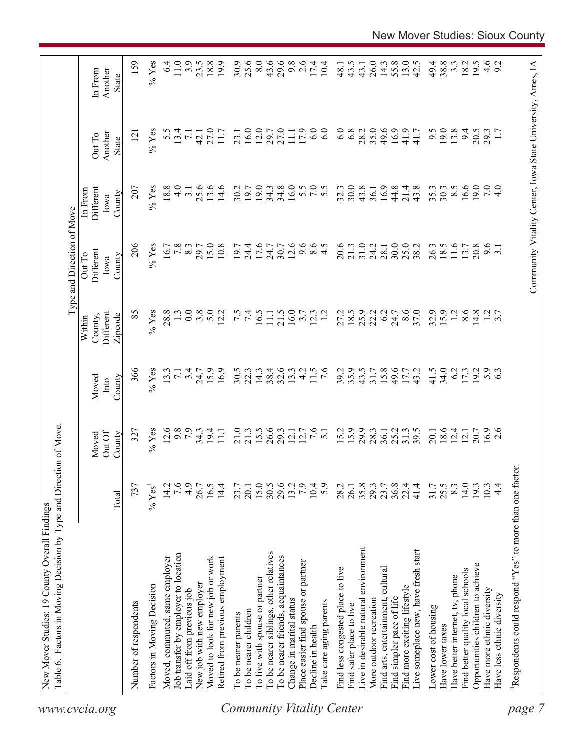New Mover Studies: 19 County Overall Findings

Table 6. Factors in Moving Decision by Type and Direction of Move.

| | Total | Moved Out Of County | Moved Into County | Type and Direction of Move: Within County, Different Zipcode | Out To Different Iowa County | In From Different Iowa County | Out To Another State | In From Another State |
|---|---|---|---|---|---|---|---|---|
| Number of respondents | 737 | 327 | 366 | 85 | 206 | 207 | 121 | 159 |
| Factors in Moving Decision | % Yes[1] | % Yes | % Yes | % Yes | % Yes | % Yes | % Yes | % Yes |
| Moved, commuted, same employer | 14.2 | 12.6 | 13.3 | 28.8 | 16.7 | 18.8 | 5.5 | 6.4 |
| Job transfer by employer to location | 7.6 | 9.8 | 7.1 | 1.3 | 7.8 | 4.0 | 13.4 | 11.0 |
| Laid off from previous job | 4.9 | 7.9 | 3.4 | 0.0 | 8.3 | 3.1 | 7.1 | 3.9 |
| New job with new employer | 26.7 | 34.3 | 24.7 | 3.8 | 29.7 | 25.6 | 42.1 | 23.5 |
| Moved to look for new job or work | 16.5 | 19.4 | 15.9 | 5.0 | 15.0 | 13.6 | 27.0 | 18.8 |
| Retired from previous employment | 14.4 | 11.1 | 16.9 | 12.2 | 10.8 | 14.6 | 11.7 | 19.9 |
| To be nearer parents | 23.7 | 21.0 | 30.5 | 7.5 | 19.7 | 30.2 | 23.1 | 30.9 |
| To be nearer children | 20.1 | 21.3 | 22.3 | 7.4 | 24.4 | 19.7 | 16.0 | 25.6 |
| To live with spouse or partner | 15.0 | 15.5 | 14.3 | 16.5 | 17.6 | 19.0 | 12.0 | 8.0 |
| To be nearer siblings, other relatives | 30.5 | 26.6 | 38.4 | 11.1 | 24.7 | 34.3 | 29.7 | 43.6 |
| To be nearer friends, acquaintances | 29.6 | 29.3 | 32.6 | 21.5 | 30.7 | 34.8 | 27.0 | 29.6 |
| Change in marital status | 13.2 | 12.1 | 13.3 | 16.0 | 12.6 | 16.0 | 11.1 | 9.8 |
| Place easier find spouse or partner | 7.9 | 12.7 | 4.2 | 3.7 | 9.6 | 5.5 | 17.9 | 2.6 |
| Decline in health | 10.4 | 7.6 | 11.5 | 12.3 | 8.6 | 7.0 | 6.0 | 17.4 |
| Take care aging parents | 5.9 | 5.1 | 7.6 | 1.2 | 4.5 | 5.5 | 6.0 | 10.4 |
| Find less congested place to live | 28.2 | 15.2 | 39.2 | 27.2 | 20.6 | 32.3 | 6.0 | 48.1 |
| Find safer place to live | 26.1 | 15.9 | 35.9 | 18.5 | 21.3 | 30.0 | 6.8 | 43.5 |
| Live in desirable natural environment | 35.8 | 29.9 | 43.5 | 25.9 | 31.0 | 43.8 | 28.2 | 43.1 |
| More outdoor recreation | 29.3 | 28.3 | 31.7 | 22.2 | 24.2 | 36.1 | 35.0 | 26.0 |
| Find arts, entertainment, cultural | 23.7 | 36.1 | 15.8 | 6.2 | 28.1 | 16.9 | 49.6 | 14.3 |
| Find simpler pace of life | 36.8 | 25.2 | 49.6 | 24.7 | 30.0 | 44.8 | 16.9 | 55.8 |
| Find more exciting lifestyle | 22.4 | 31.3 | 17.7 | 8.6 | 25.0 | 21.4 | 41.9 | 13.0 |
| Live someplace new, have fresh start | 41.4 | 39.5 | 43.2 | 37.0 | 38.2 | 43.8 | 41.7 | 42.5 |
| Lower cost of housing | 31.7 | 20.1 | 41.5 | 32.9 | 26.3 | 35.3 | 9.5 | 49.4 |
| Have lower taxes | 25.5 | 18.6 | 34.0 | 15.9 | 18.5 | 30.3 | 19.0 | 38.8 |
| Have better internet, tv, phone | 8.3 | 12.4 | 6.2 | 1.2 | 11.6 | 8.5 | 13.8 | 3.3 |
| Find better quality local schools | 14.0 | 12.1 | 17.3 | 8.6 | 13.7 | 16.6 | 9.4 | 18.2 |
| Opportunities children to achieve | 19.3 | 20.7 | 19.2 | 14.8 | 20.8 | 19.0 | 20.5 | 19.5 |
| Have more ethnic diversity | 10.3 | 16.9 | 5.9 | 1.2 | 9.6 | 7.0 | 29.3 | 4.6 |
| Have less ethnic diversity | 4.4 | 2.6 | 6.3 | 3.7 | 3.1 | 4.0 | 1.7 | 9.2 |

[1]Respondents could respond "Yes" to more than one factor.

Community Vitality Center, Iowa State University, Ames, IA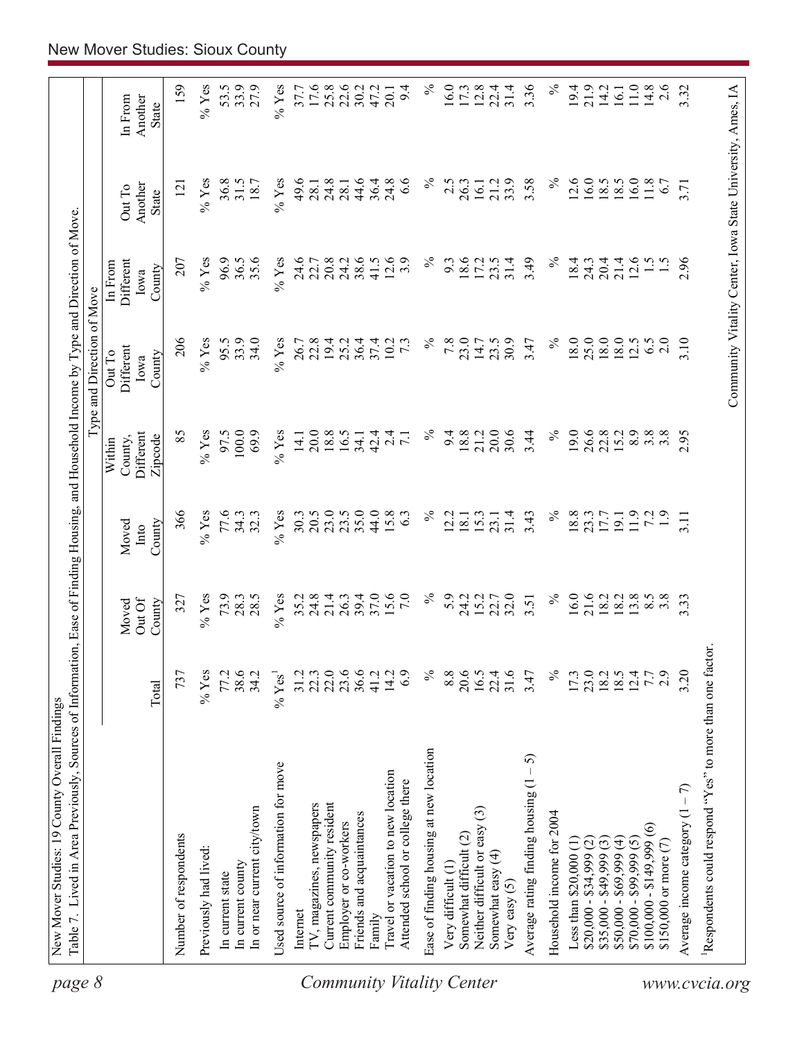New Mover Studies: 19 County Overall Findings

Table 7. Lived in Area Previously, Sources of Information, Ease of Finding Housing, and Household Income by Type and Direction of Move.

| | Total | Moved Out Of County | Moved Into County | Type and Direction of Move: Within County, Different Zipcode | Out To Different Iowa County | In From Different Iowa County | Out To Another State | In From Another State |
|---|---|---|---|---|---|---|---|---|
| Number of respondents | 737 | 327 | 366 | 85 | 206 | 207 | 121 | 159 |
| Previously had lived: | % Yes | % Yes | % Yes | % Yes | % Yes | % Yes | % Yes | % Yes |
| In current state | 77.2 | 73.9 | 77.6 | 97.5 | 95.5 | 96.9 | 36.8 | 53.5 |
| In current county | 38.6 | 28.3 | 34.3 | 100.0 | 33.9 | 36.5 | 31.5 | 33.9 |
| In or near current city/town | 34.2 | 28.5 | 32.3 | 69.9 | 34.0 | 35.6 | 18.7 | 27.9 |
| Used source of information for move | % Yes[1] | % Yes | % Yes | % Yes | % Yes | % Yes | % Yes | % Yes |
| Internet | 31.2 | 35.2 | 30.3 | 14.1 | 26.7 | 24.6 | 49.6 | 37.7 |
| TV, magazines, newspapers | 22.3 | 24.8 | 20.5 | 20.0 | 22.8 | 22.7 | 28.1 | 17.6 |
| Current community resident | 22.0 | 21.4 | 23.0 | 18.8 | 19.4 | 20.8 | 24.8 | 25.8 |
| Employer or co-workers | 23.6 | 26.3 | 23.5 | 16.5 | 25.2 | 24.2 | 28.1 | 22.6 |
| Friends and acquaintances | 36.6 | 39.4 | 35.0 | 34.1 | 36.4 | 38.6 | 44.6 | 30.2 |
| Family | 41.2 | 37.0 | 44.0 | 42.4 | 37.4 | 41.5 | 36.4 | 47.2 |
| Travel or vacation to new location | 14.2 | 15.6 | 15.8 | 2.4 | 10.2 | 12.6 | 24.8 | 20.1 |
| Attended school or college there | 6.9 | 7.0 | 6.3 | 7.1 | 7.3 | 3.9 | 6.6 | 9.4 |
| Ease of finding housing at new location | % | % | % | % | % | % | % | % |
| Very difficult (1) | 8.8 | 5.9 | 12.2 | 9.4 | 7.8 | 9.3 | 2.5 | 16.0 |
| Somewhat difficult (2) | 20.6 | 24.2 | 18.1 | 18.8 | 23.0 | 18.6 | 26.3 | 17.3 |
| Neither difficult or easy (3) | 16.5 | 15.2 | 15.3 | 21.2 | 14.7 | 17.2 | 16.1 | 12.8 |
| Somewhat easy (4) | 22.4 | 22.7 | 23.1 | 20.0 | 23.5 | 23.5 | 21.2 | 22.4 |
| Very easy (5) | 31.6 | 32.0 | 31.4 | 30.6 | 30.9 | 31.4 | 33.9 | 31.4 |
| Average rating finding housing (1 – 5) | 3.47 | 3.51 | 3.43 | 3.44 | 3.47 | 3.49 | 3.58 | 3.36 |
| Household income for 2004 | % | % | % | % | % | % | % | % |
| Less than $20,000 (1) | 17.3 | 16.0 | 18.8 | 19.0 | 18.0 | 18.4 | 12.6 | 19.4 |
| $20,000 - $34,999 (2) | 23.0 | 21.6 | 23.3 | 26.6 | 25.0 | 24.3 | 16.0 | 21.9 |
| $35,000 - $49,999 (3) | 18.2 | 18.2 | 17.7 | 22.8 | 18.0 | 20.4 | 18.5 | 14.2 |
| $50,000 - $69,999 (4) | 18.5 | 18.2 | 19.1 | 15.2 | 18.0 | 21.4 | 18.5 | 16.1 |
| $70,000 - $99,999 (5) | 12.4 | 13.8 | 11.9 | 8.9 | 12.5 | 12.6 | 16.0 | 11.0 |
| $100,000 - $149,999 (6) | 7.7 | 8.5 | 7.2 | 3.8 | 6.5 | 1.5 | 11.8 | 14.8 |
| $150,000 or more (7) | 2.9 | 3.8 | 1.9 | 3.8 | 2.0 | 1.5 | 6.7 | 2.6 |
| Average income category (1 – 7) | 3.20 | 3.33 | 3.11 | 2.95 | 3.10 | 2.96 | 3.71 | 3.32 |

[1]Respondents could respond "Yes" to more than one factor.

Community Vitality Center, Iowa State University, Ames, IA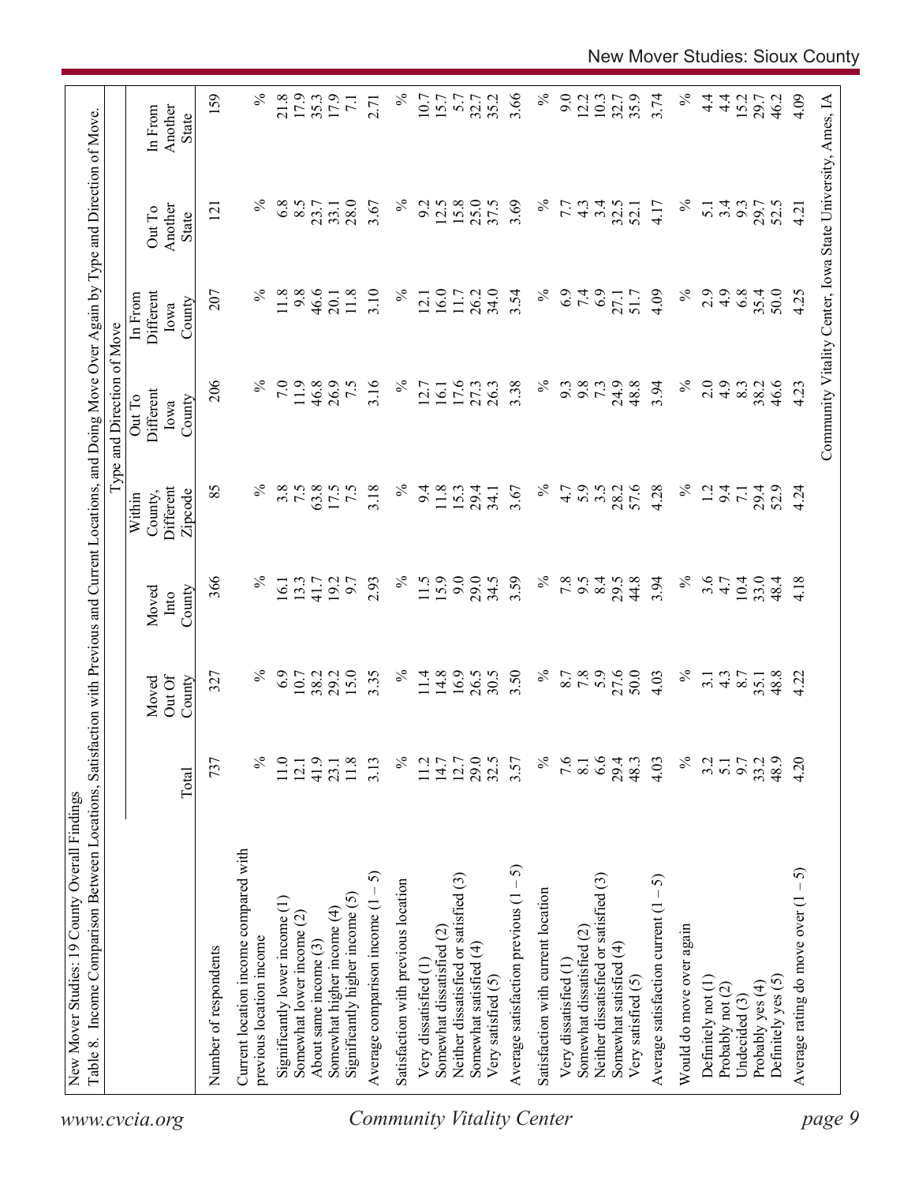New Mover Studies: 19 County Overall Findings

Table 8. Income Comparison Between Locations, Satisfaction with Previous and Current Locations, and Doing Move Over Again by Type and Direction of Move.

| | Total | Moved Out Of County | Moved Into County | Within County, Different Zipcode | Out To Different Iowa County | In From Different Iowa County | Out To Another State | In From Another State |
|---|---|---|---|---|---|---|---|---|
| | | | | Type and Direction of Move | | | | |
| Number of respondents | 737 | 327 | 366 | 85 | 206 | 207 | 121 | 159 |
| Current location income compared with previous location income | % | % | % | % | % | % | % | % |
| Significantly lower income (1) | 11.0 | 6.9 | 16.1 | 3.8 | 7.0 | 11.8 | 6.8 | 21.8 |
| Somewhat lower income (2) | 12.1 | 10.7 | 13.3 | 7.5 | 11.9 | 9.8 | 8.5 | 17.9 |
| About same income (3) | 41.9 | 38.2 | 41.7 | 63.8 | 46.8 | 46.6 | 23.7 | 35.3 |
| Somewhat higher income (4) | 23.1 | 29.2 | 19.2 | 17.5 | 26.9 | 20.1 | 33.1 | 17.9 |
| Significantly higher income (5) | 11.8 | 15.0 | 9.7 | 7.5 | 7.5 | 11.8 | 28.0 | 7.1 |
| Average comparison income (1 – 5) | 3.13 | 3.35 | 2.93 | 3.18 | 3.16 | 3.10 | 3.67 | 2.71 |
| Satisfaction with previous location | % | % | % | % | % | % | % | % |
| Very dissatisfied (1) | 11.2 | 11.4 | 11.5 | 9.4 | 12.7 | 12.1 | 9.2 | 10.7 |
| Somewhat dissatisfied (2) | 14.7 | 14.8 | 15.9 | 11.8 | 16.1 | 16.0 | 12.5 | 15.7 |
| Neither dissatisfied or satisfied (3) | 12.7 | 16.9 | 9.0 | 15.3 | 17.6 | 11.7 | 15.8 | 5.7 |
| Somewhat satisfied (4) | 29.0 | 26.5 | 29.0 | 29.4 | 27.3 | 26.2 | 25.0 | 32.7 |
| Very satisfied (5) | 32.5 | 30.5 | 34.5 | 34.1 | 26.3 | 34.0 | 37.5 | 35.2 |
| Average satisfaction previous (1 – 5) | 3.57 | 3.50 | 3.59 | 3.67 | 3.38 | 3.54 | 3.69 | 3.66 |
| Satisfaction with current location | % | % | % | % | % | % | % | % |
| Very dissatisfied (1) | 7.6 | 8.7 | 7.8 | 4.7 | 9.3 | 6.9 | 7.7 | 9.0 |
| Somewhat dissatisfied (2) | 8.1 | 7.8 | 9.5 | 5.9 | 9.8 | 7.4 | 4.3 | 12.2 |
| Neither dissatisfied or satisfied (3) | 6.6 | 5.9 | 8.4 | 3.5 | 7.3 | 6.9 | 3.4 | 10.3 |
| Somewhat satisfied (4) | 29.4 | 27.6 | 29.5 | 28.2 | 24.9 | 27.1 | 32.5 | 32.7 |
| Very satisfied (5) | 48.3 | 50.0 | 44.8 | 57.6 | 48.8 | 51.7 | 52.1 | 35.9 |
| Average satisfaction current (1 – 5) | 4.03 | 4.03 | 3.94 | 4.28 | 3.94 | 4.09 | 4.17 | 3.74 |
| Would do move over again | % | % | % | % | % | % | % | % |
| Definitely not (1) | 3.2 | 3.1 | 3.6 | 1.2 | 2.0 | 2.9 | 5.1 | 4.4 |
| Probably not (2) | 5.1 | 4.3 | 4.7 | 9.4 | 4.9 | 4.9 | 3.4 | 4.4 |
| Undecided (3) | 9.7 | 8.7 | 10.4 | 7.1 | 8.3 | 6.8 | 9.3 | 15.2 |
| Probably yes (4) | 33.2 | 35.1 | 33.0 | 29.4 | 38.2 | 35.4 | 29.7 | 29.7 |
| Definitely yes (5) | 48.9 | 48.8 | 48.4 | 52.9 | 46.6 | 50.0 | 52.5 | 46.2 |
| Average rating do move over (1 – 5) | 4.20 | 4.22 | 4.18 | 4.24 | 4.23 | 4.25 | 4.21 | 4.09 |

Community Vitality Center, Iowa State University, Ames, IA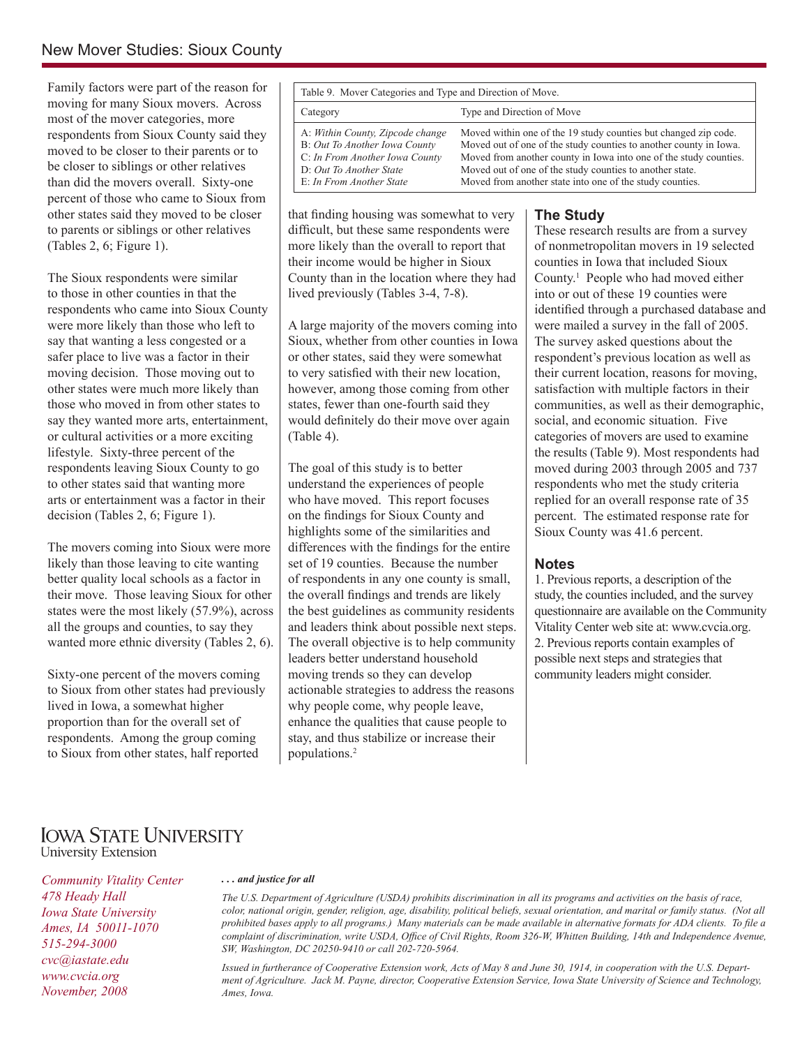Family factors were part of the reason for moving for many Sioux movers. Across most of the mover categories, more respondents from Sioux County said they moved to be closer to their parents or to be closer to siblings or other relatives than did the movers overall. Sixty-one percent of those who came to Sioux from other states said they moved to be closer to parents or siblings or other relatives (Tables 2, 6; Figure 1).

The Sioux respondents were similar to those in other counties in that the respondents who came into Sioux County were more likely than those who left to say that wanting a less congested or a safer place to live was a factor in their moving decision. Those moving out to other states were much more likely than those who moved in from other states to say they wanted more arts, entertainment, or cultural activities or a more exciting lifestyle. Sixty-three percent of the respondents leaving Sioux County to go to other states said that wanting more arts or entertainment was a factor in their decision (Tables 2, 6; Figure 1).

The movers coming into Sioux were more likely than those leaving to cite wanting better quality local schools as a factor in their move. Those leaving Sioux for other states were the most likely (57.9%), across all the groups and counties, to say they wanted more ethnic diversity (Tables 2, 6).

Sixty-one percent of the movers coming to Sioux from other states had previously lived in Iowa, a somewhat higher proportion than for the overall set of respondents. Among the group coming to Sioux from other states, half reported that finding housing was somewhat to very difficult, but these same respondents were more likely than the overall to report that their income would be higher in Sioux County than in the location where they had lived previously (Tables 3-4, 7-8).

A large majority of the movers coming into Sioux, whether from other counties in Iowa or other states, said they were somewhat to very satisfied with their new location, however, among those coming from other states, fewer than one-fourth said they would definitely do their move over again (Table 4).

The goal of this study is to better understand the experiences of people who have moved. This report focuses on the findings for Sioux County and highlights some of the similarities and differences with the findings for the entire set of 19 counties. Because the number of respondents in any one county is small, the overall findings and trends are likely the best guidelines as community residents and leaders think about possible next steps. The overall objective is to help community leaders better understand household moving trends so they can develop actionable strategies to address the reasons why people come, why people leave, enhance the qualities that cause people to stay, and thus stabilize or increase their populations.[2]

Table 9. Mover Categories and Type and Direction of Move.

| Category | Type and Direction of Move |
|---|---|
| A: *Within County, Zipcode change* | Moved within one of the 19 study counties but changed zip code. |
| B: *Out To Another Iowa County* | Moved out of one of the study counties to another county in Iowa. |
| C: *In From Another Iowa County* | Moved from another county in Iowa into one of the study counties. |
| D: *Out To Another State* | Moved out of one of the study counties to another state. |
| E: *In From Another State* | Moved from another state into one of the study counties. |

## The Study

These research results are from a survey of nonmetropolitan movers in 19 selected counties in Iowa that included Sioux County.[1] People who had moved either into or out of these 19 counties were identified through a purchased database and were mailed a survey in the fall of 2005. The survey asked questions about the respondent's previous location as well as their current location, reasons for moving, satisfaction with multiple factors in their communities, as well as their demographic, social, and economic situation. Five categories of movers are used to examine the results (Table 9). Most respondents had moved during 2003 through 2005 and 737 respondents who met the study criteria replied for an overall response rate of 35 percent. The estimated response rate for Sioux County was 41.6 percent.

## Notes

1. Previous reports, a description of the study, the counties included, and the survey questionnaire are available on the Community Vitality Center web site at: www.cvcia.org.
2. Previous reports contain examples of possible next steps and strategies that community leaders might consider.

IOWA STATE UNIVERSITY
University Extension

*Community Vitality Center*
*478 Heady Hall*
*Iowa State University*
*Ames, IA 50011-1070*
*515-294-3000*
*cvc@iastate.edu*
*www.cvcia.org*
*November, 2008*

***. . . and justice for all***

*The U.S. Department of Agriculture (USDA) prohibits discrimination in all its programs and activities on the basis of race, color, national origin, gender, religion, age, disability, political beliefs, sexual orientation, and marital or family status. (Not all prohibited bases apply to all programs.) Many materials can be made available in alternative formats for ADA clients. To file a complaint of discrimination, write USDA, Office of Civil Rights, Room 326-W, Whitten Building, 14th and Independence Avenue, SW, Washington, DC 20250-9410 or call 202-720-5964.*

*Issued in furtherance of Cooperative Extension work, Acts of May 8 and June 30, 1914, in cooperation with the U.S. Department of Agriculture. Jack M. Payne, director, Cooperative Extension Service, Iowa State University of Science and Technology, Ames, Iowa.*